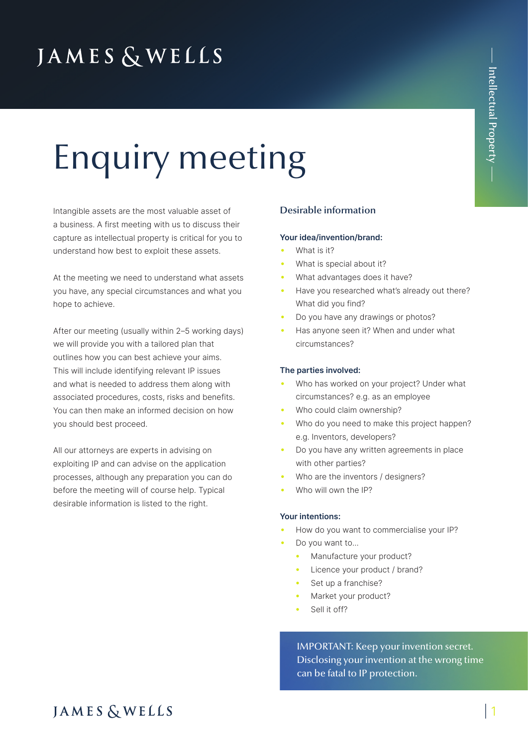# Enquiry meeting

Intangible assets are the most valuable asset of a business. A first meeting with us to discuss their capture as intellectual property is critical for you to understand how best to exploit these assets.

At the meeting we need to understand what assets you have, any special circumstances and what you hope to achieve.

After our meeting (usually within 2–5 working days) we will provide you with a tailored plan that outlines how you can best achieve your aims. This will include identifying relevant IP issues and what is needed to address them along with associated procedures, costs, risks and benefits. You can then make an informed decision on how you should best proceed.

All our attorneys are experts in advising on exploiting IP and can advise on the application processes, although any preparation you can do before the meeting will of course help. Typical desirable information is listed to the right.

## Desirable information

**Your idea/invention/brand:**

- What is it?
- What is special about it?
- What advantages does it have?
- Have you researched what's already out there? What did you find?
- Do you have any drawings or photos?
- Has anyone seen it? When and under what circumstances?

**The parties involved:**

- Who has worked on your project? Under what circumstances? e.g. as an employee
- Who could claim ownership?
- Who do you need to make this project happen? e.g. Inventors, developers?
- Do you have any written agreements in place with other parties?
- Who are the inventors / designers?
- Who will own the IP?

**Your intentions:**

- How do you want to commercialise your IP?
- Do you want to...
    - Manufacture your product?
    - Licence your product / brand?
    - Set up a franchise?
    - Market your product?
    - Sell it off?

IMPORTANT: Keep your invention secret. Disclosing your invention at the wrong time can be fatal to IP protection.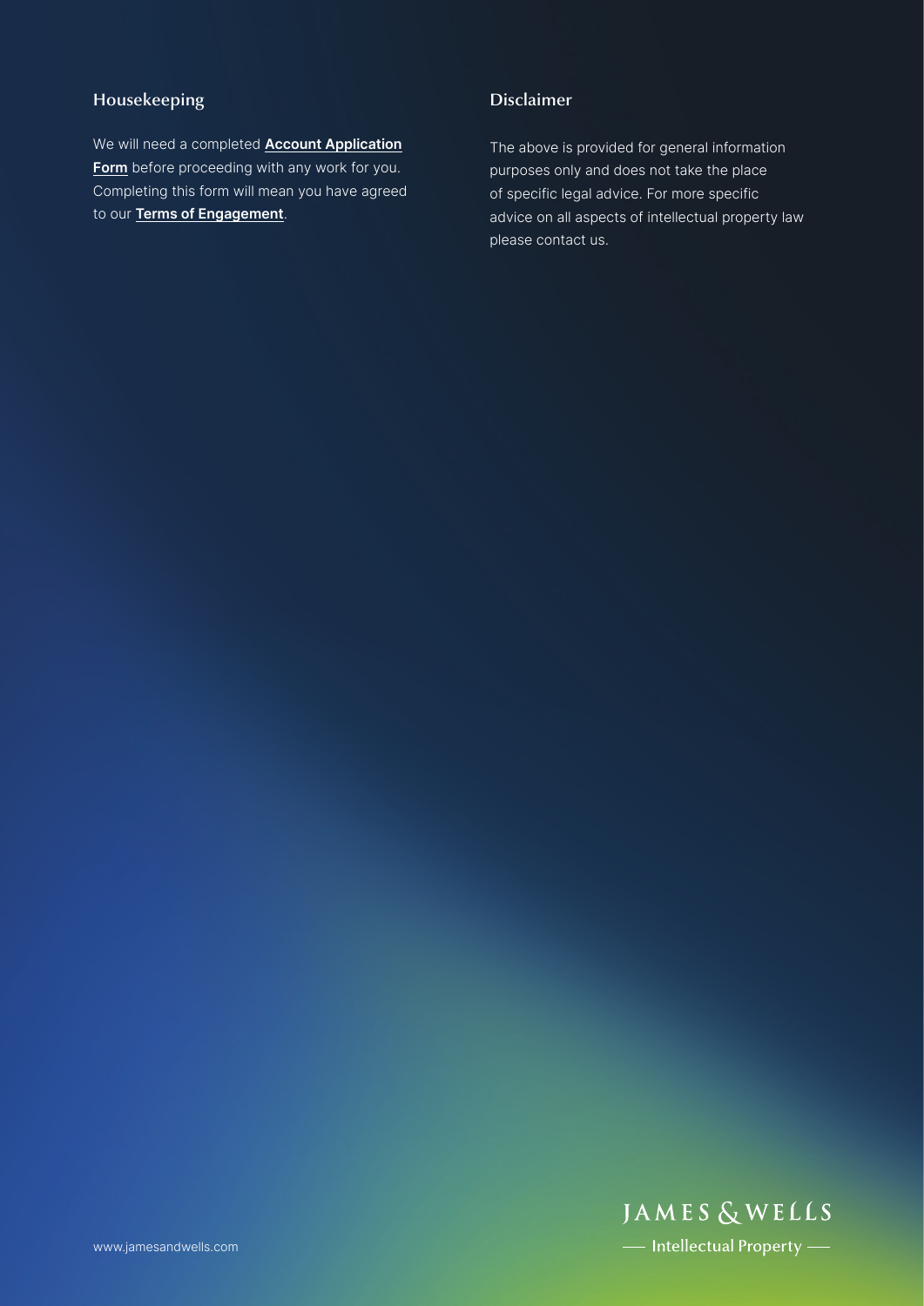## Housekeeping

We will need a completed **Account Application Form** before proceeding with any work for you. Completing this form will mean you have agreed to our **Terms of Engagement**.

## Disclaimer

The above is provided for general information purposes only and does not take the place of specific legal advice. For more specific advice on all aspects of intellectual property law please contact us.

JAMES & WELLS

— Intellectual Property —

www.jamesandwells.com